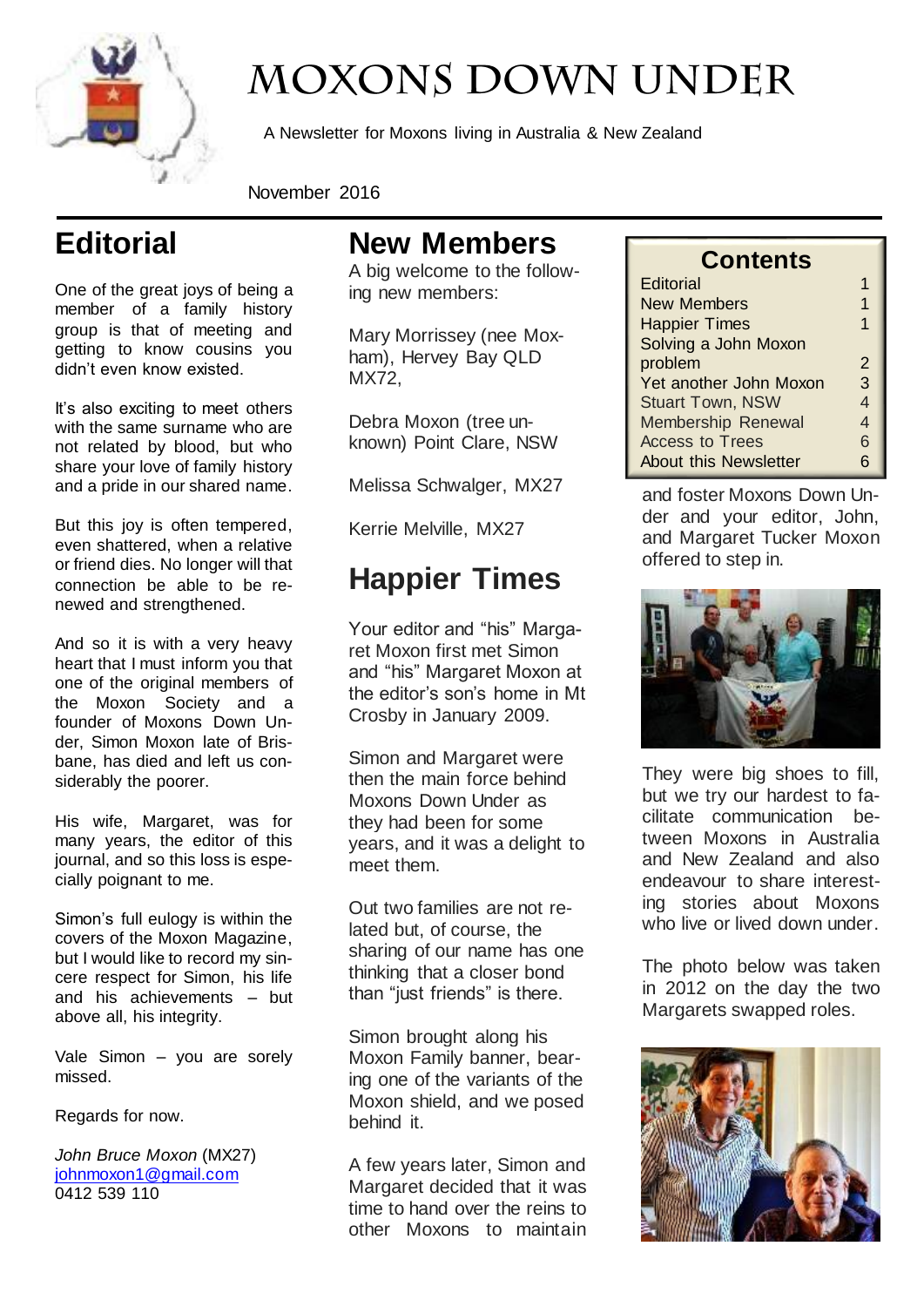# Moxons Down Under

A Newsletter for Moxons living in Australia & New Zealand

November 2016

## Contents

| | |
|---|---|
| Editorial | 1 |
| New Members | 1 |
| Happier Times | 1 |
| Solving a John Moxon problem | 2 |
| Yet another John Moxon | 3 |
| Stuart Town, NSW | 4 |
| Membership Renewal | 4 |
| Access to Trees | 6 |
| About this Newsletter | 6 |

## Editorial

One of the great joys of being a member of a family history group is that of meeting and getting to know cousins you didn't even know existed.

It's also exciting to meet others with the same surname who are not related by blood, but who share your love of family history and a pride in our shared name.

But this joy is often tempered, even shattered, when a relative or friend dies. No longer will that connection be able to be renewed and strengthened.

And so it is with a very heavy heart that I must inform you that one of the original members of the Moxon Society and a founder of Moxons Down Under, Simon Moxon late of Brisbane, has died and left us considerably the poorer.

His wife, Margaret, was for many years, the editor of this journal, and so this loss is especially poignant to me.

Simon's full eulogy is within the covers of the Moxon Magazine, but I would like to record my sincere respect for Simon, his life and his achievements – but above all, his integrity.

Vale Simon – you are sorely missed.

Regards for now.

*John Bruce Moxon* (MX27)
johnmoxon1@gmail.com
0412 539 110

## New Members

A big welcome to the following new members:

Mary Morrissey (nee Moxham), Hervey Bay QLD MX72,

Debra Moxon (tree unknown) Point Clare, NSW

Melissa Schwalger, MX27

Kerrie Melville, MX27

## Happier Times

Your editor and "his" Margaret Moxon first met Simon and "his" Margaret Moxon at the editor's son's home in Mt Crosby in January 2009.

Simon and Margaret were then the main force behind Moxons Down Under as they had been for some years, and it was a delight to meet them.

Out two families are not related but, of course, the sharing of our name has one thinking that a closer bond than "just friends" is there.

Simon brought along his Moxon Family banner, bearing one of the variants of the Moxon shield, and we posed behind it.

A few years later, Simon and Margaret decided that it was time to hand over the reins to other Moxons to maintain and foster Moxons Down Under and your editor, John, and Margaret Tucker Moxon offered to step in.

They were big shoes to fill, but we try our hardest to facilitate communication between Moxons in Australia and New Zealand and also endeavour to share interesting stories about Moxons who live or lived down under.

The photo below was taken in 2012 on the day the two Margarets swapped roles.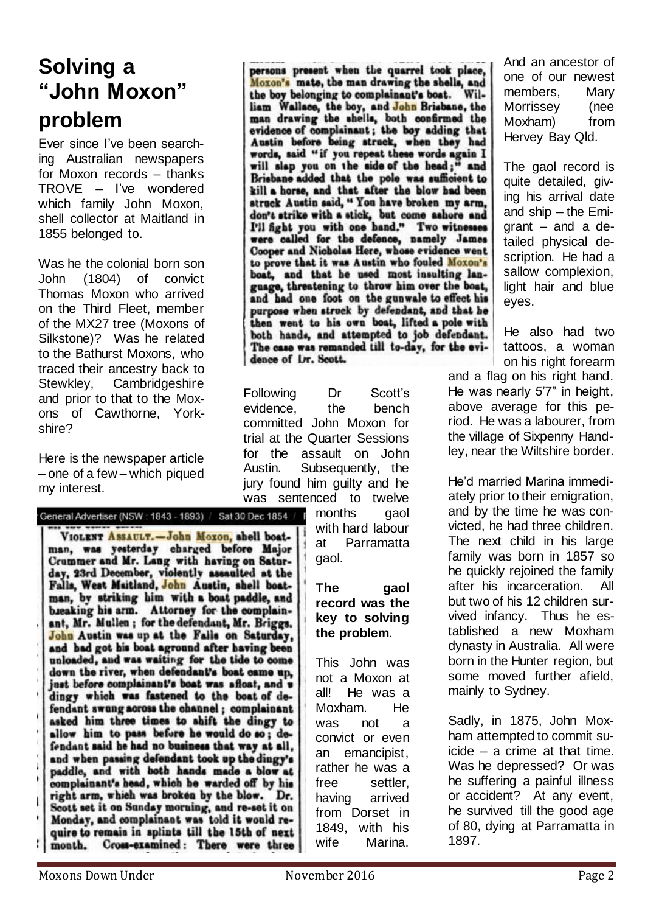# Solving a "John Moxon" problem

Ever since I've been searching Australian newspapers for Moxon records – thanks TROVE – I've wondered which family John Moxon, shell collector at Maitland in 1855 belonged to.

Was he the colonial born son John (1804) of convict Thomas Moxon who arrived on the Third Fleet, member of the MX27 tree (Moxons of Silkstone)? Was he related to the Bathurst Moxons, who traced their ancestry back to Stewkley, Cambridgeshire and prior to that to the Moxons of Cawthorne, Yorkshire?

Here is the newspaper article – one of a few – which piqued my interest.

General Advertiser (NSW : 1843 - 1893) / Sat 30 Dec 1854

VIOLENT ASSAULT.—John Moxon, shell boatman, was yesterday charged before Major Crummer and Mr. Lang with having on Saturday, 23rd December, violently assaulted at the Falls, West Maitland, John Austin, shell boatman, by striking him with a boat paddle, and breaking his arm. Attorney for the complainant, Mr. Mullen; for the defendant, Mr. Briggs. John Austin was up at the Falls on Saturday, and had got his boat aground after having been unloaded, and was waiting for the tide to come down the river, when defendant's boat came up, just before complainant's boat was afloat, and a dingy which was fastened to the boat of defendant swung across the channel; complainant asked him three times to shift the dingy to allow him to pass before he would do so; defendant said he had no business that way at all, and when passing defendant took up the dingy's paddle, and with both hands made a blow at complainant's head, which he warded off by his right arm, which was broken by the blow. Dr. Scott set it on Sunday morning, and re-set it on Monday, and complainant was told it would require to remain in splints till the 15th of next month. Cross-examined: There were three persons present when the quarrel took place, Moxon's mate, the man drawing the shells, and the boy belonging to complainant's boat. William Wallace, the boy, and John Brisbane, the man drawing the shells, both confirmed the evidence of complainant; the boy adding that Austin before being struck, when they had words, said "if you repeat these words again I will slap you on the side of the head;" and Brisbane added that the pole was sufficient to kill a horse, and that after the blow had been struck Austin said, "You have broken my arm, don't strike with a stick, but come ashore and I'll fight you with one hand." Two witnesses were called for the defence, namely James Cooper and Nicholas Here, whose evidence went to prove that it was Austin who fouled Moxon's boat, and that he used most insulting language, threatening to throw him over the boat, and had one foot on the gunwale to effect his purpose when struck by defendant, and that he then went to his own boat, lifted a pole with both hands, and attempted to job defendant. The case was remanded till to-day, for the evidence of Dr. Scott.

Following Dr Scott's evidence, the bench committed John Moxon for trial at the Quarter Sessions for the assault on John Austin. Subsequently, the jury found him guilty and he was sentenced to twelve months gaol with hard labour at Parramatta gaol.

**The gaol record was the key to solving the problem**.

This John was not a Moxon at all! He was a Moxham. He was not a convict or even an emancipist, rather he was a free settler, having arrived from Dorset in 1849, with his wife Marina. And an ancestor of one of our newest members, Mary Morrissey (nee Moxham) from Hervey Bay Qld.

The gaol record is quite detailed, giving his arrival date and ship – the Emigrant – and a detailed physical description. He had a sallow complexion, light hair and blue eyes.

He also had two tattoos, a woman on his right forearm and a flag on his right hand. He was nearly 5'7" in height, above average for this period. He was a labourer, from the village of Sixpenny Handley, near the Wiltshire border.

He'd married Marina immediately prior to their emigration, and by the time he was convicted, he had three children. The next child in his large family was born in 1857 so he quickly rejoined the family after his incarceration. All but two of his 12 children survived infancy. Thus he established a new Moxham dynasty in Australia. All were born in the Hunter region, but some moved further afield, mainly to Sydney.

Sadly, in 1875, John Moxham attempted to commit suicide – a crime at that time. Was he depressed? Or was he suffering a painful illness or accident? At any event, he survived till the good age of 80, dying at Parramatta in 1897.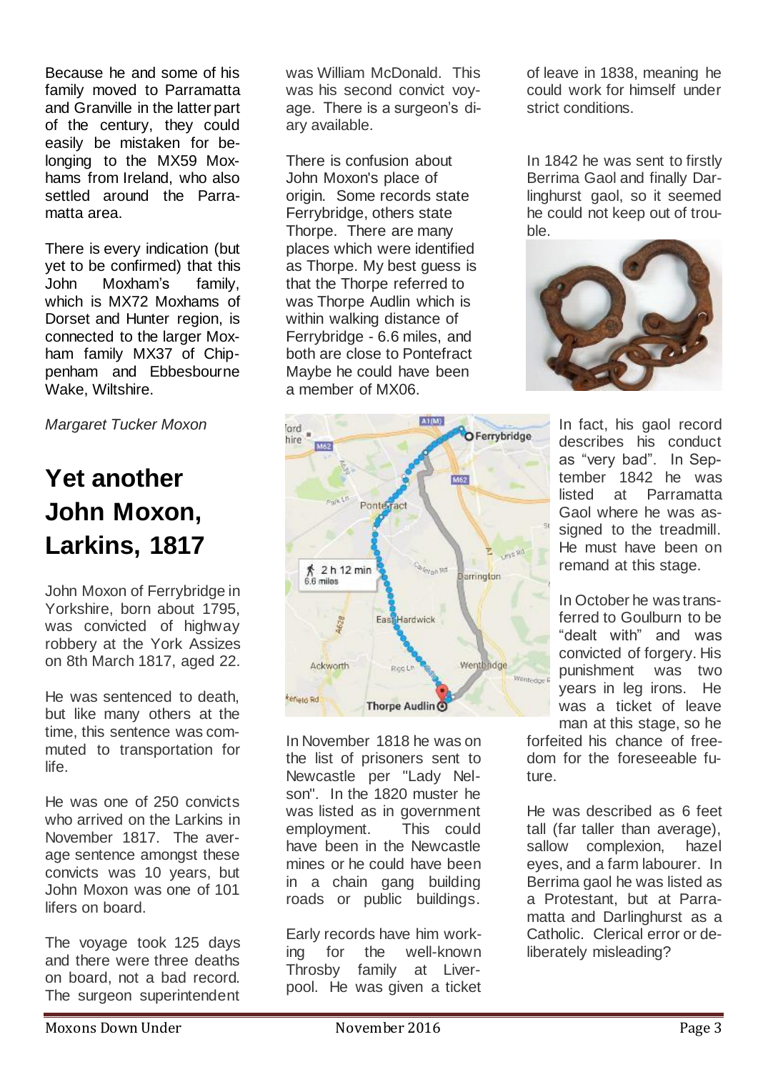Because he and some of his family moved to Parramatta and Granville in the latter part of the century, they could easily be mistaken for belonging to the MX59 Moxhams from Ireland, who also settled around the Parramatta area.

There is every indication (but yet to be confirmed) that this John Moxham's family, which is MX72 Moxhams of Dorset and Hunter region, is connected to the larger Moxham family MX37 of Chippenham and Ebbesbourne Wake, Wiltshire.

*Margaret Tucker Moxon*

# Yet another John Moxon, Larkins, 1817

John Moxon of Ferrybridge in Yorkshire, born about 1795, was convicted of highway robbery at the York Assizes on 8th March 1817, aged 22.

He was sentenced to death, but like many others at the time, this sentence was commuted to transportation for life.

He was one of 250 convicts who arrived on the Larkins in November 1817. The average sentence amongst these convicts was 10 years, but John Moxon was one of 101 lifers on board.

The voyage took 125 days and there were three deaths on board, not a bad record. The surgeon superintendent was William McDonald. This was his second convict voyage. There is a surgeon's diary available.

There is confusion about John Moxon's place of origin. Some records state Ferrybridge, others state Thorpe. There are many places which were identified as Thorpe. My best guess is that the Thorpe referred to was Thorpe Audlin which is within walking distance of Ferrybridge - 6.6 miles, and both are close to Pontefract Maybe he could have been a member of MX06.

In November 1818 he was on the list of prisoners sent to Newcastle per "Lady Nelson". In the 1820 muster he was listed as in government employment. This could have been in the Newcastle mines or he could have been in a chain gang building roads or public buildings.

Early records have him working for the well-known Throsby family at Liverpool. He was given a ticket of leave in 1838, meaning he could work for himself under strict conditions.

In 1842 he was sent to firstly Berrima Gaol and finally Darlinghurst gaol, so it seemed he could not keep out of trouble.

In fact, his gaol record describes his conduct as "very bad". In September 1842 he was listed at Parramatta Gaol where he was assigned to the treadmill. He must have been on remand at this stage.

In October he was transferred to Goulburn to be "dealt with" and was convicted of forgery. His punishment was two years in leg irons. He was a ticket of leave man at this stage, so he forfeited his chance of freedom for the foreseeable future.

He was described as 6 feet tall (far taller than average), sallow complexion, hazel eyes, and a farm labourer. In Berrima gaol he was listed as a Protestant, but at Parramatta and Darlinghurst as a Catholic. Clerical error or deliberately misleading?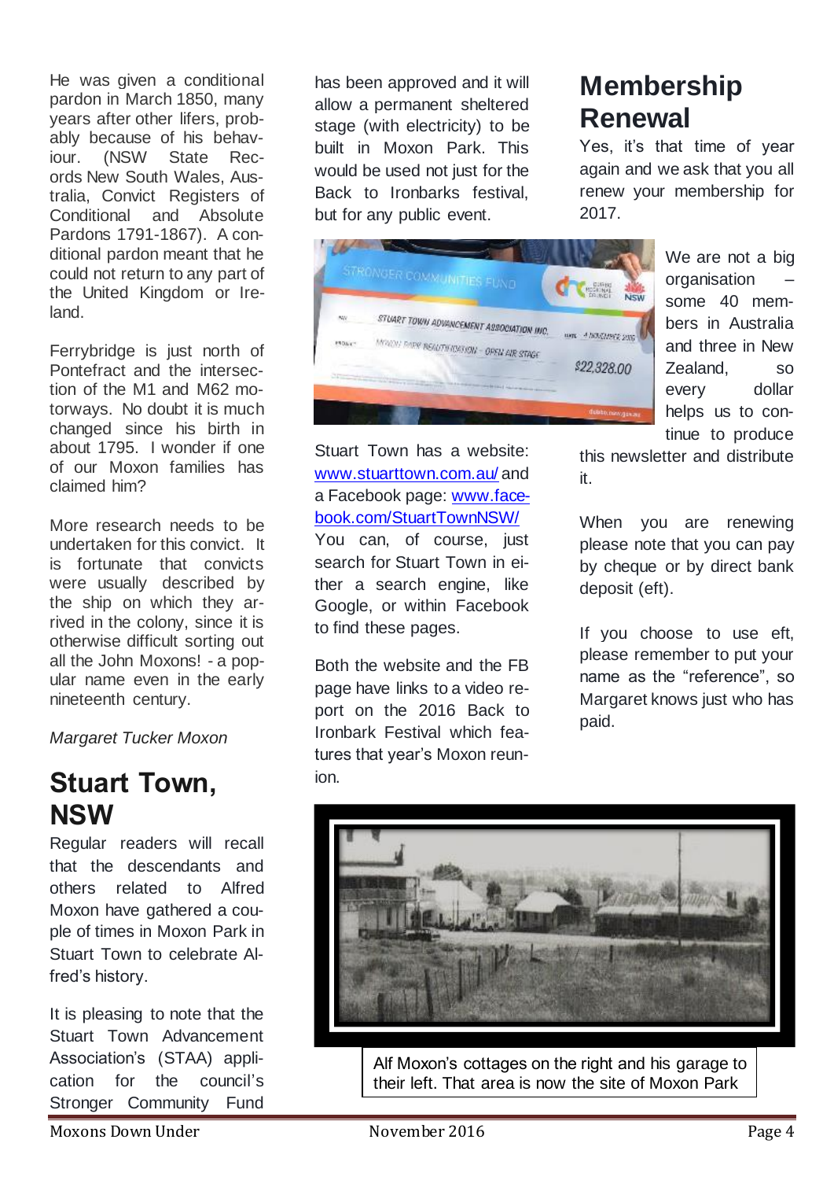He was given a conditional pardon in March 1850, many years after other lifers, probably because of his behaviour. (NSW State Records New South Wales, Australia, Convict Registers of Conditional and Absolute Pardons 1791-1867). A conditional pardon meant that he could not return to any part of the United Kingdom or Ireland.

Ferrybridge is just north of Pontefract and the intersection of the M1 and M62 motorways. No doubt it is much changed since his birth in about 1795. I wonder if one of our Moxon families has claimed him?

More research needs to be undertaken for this convict. It is fortunate that convicts were usually described by the ship on which they arrived in the colony, since it is otherwise difficult sorting out all the John Moxons! - a popular name even in the early nineteenth century.

*Margaret Tucker Moxon*

## Stuart Town, NSW

Regular readers will recall that the descendants and others related to Alfred Moxon have gathered a couple of times in Moxon Park in Stuart Town to celebrate Alfred's history.

It is pleasing to note that the Stuart Town Advancement Association's (STAA) application for the council's Stronger Community Fund has been approved and it will allow a permanent sheltered stage (with electricity) to be built in Moxon Park. This would be used not just for the Back to Ironbarks festival, but for any public event.

Stuart Town has a website: [www.stuarttown.com.au/](http://www.stuarttown.com.au/) and a Facebook page: [www.facebook.com/StuartTownNSW/](http://www.facebook.com/StuartTownNSW/) You can, of course, just search for Stuart Town in either a search engine, like Google, or within Facebook to find these pages.

Both the website and the FB page have links to a video report on the 2016 Back to Ironbark Festival which features that year's Moxon reunion.

Alf Moxon's cottages on the right and his garage to their left. That area is now the site of Moxon Park

## Membership Renewal

Yes, it's that time of year again and we ask that you all renew your membership for 2017.

We are not a big organisation – some 40 members in Australia and three in New Zealand, so every dollar helps us to continue to produce this newsletter and distribute it.

When you are renewing please note that you can pay by cheque or by direct bank deposit (eft).

If you choose to use eft, please remember to put your name as the "reference", so Margaret knows just who has paid.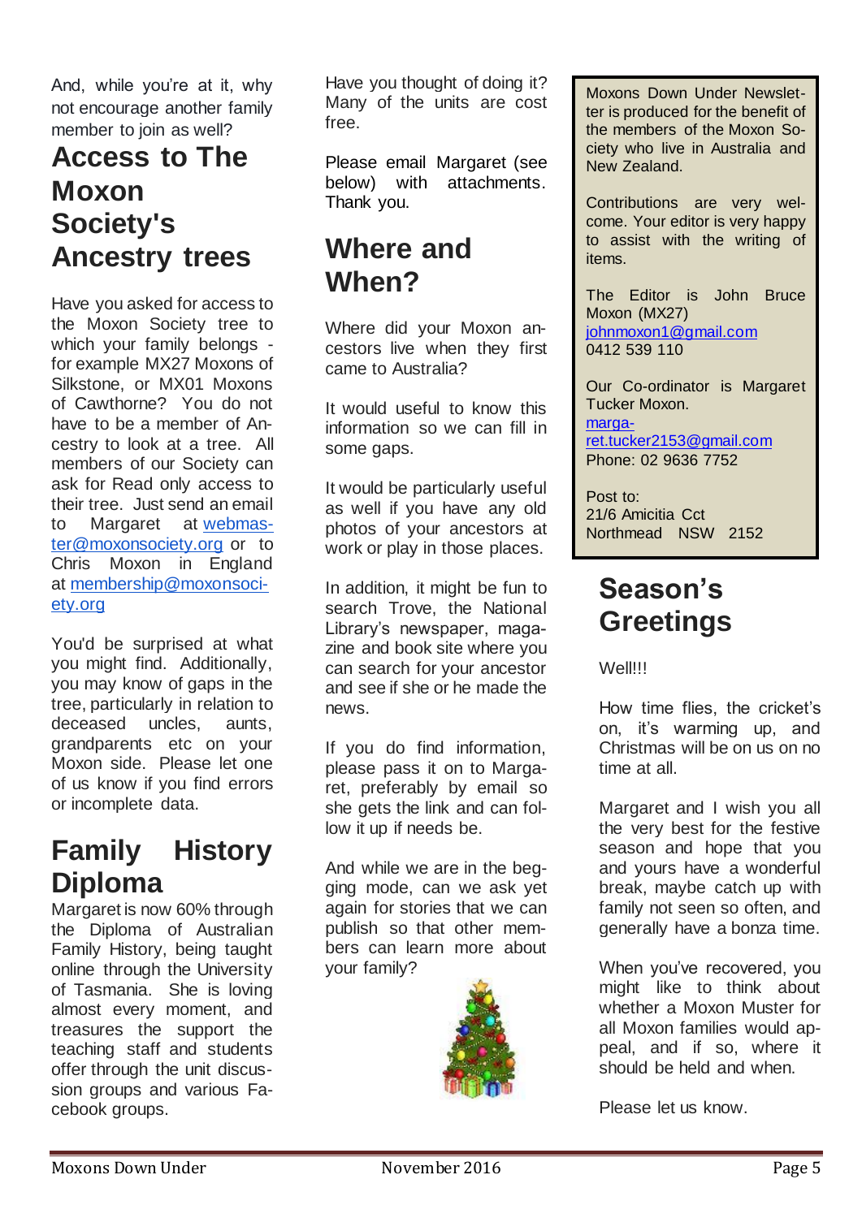And, while you're at it, why not encourage another family member to join as well?

## Access to The Moxon Society's Ancestry trees

Have you asked for access to the Moxon Society tree to which your family belongs - for example MX27 Moxons of Silkstone, or MX01 Moxons of Cawthorne? You do not have to be a member of Ancestry to look at a tree. All members of our Society can ask for Read only access to their tree. Just send an email to Margaret at webmaster@moxonsociety.org or to Chris Moxon in England at membership@moxonsociety.org

You'd be surprised at what you might find. Additionally, you may know of gaps in the tree, particularly in relation to deceased uncles, aunts, grandparents etc on your Moxon side. Please let one of us know if you find errors or incomplete data.

## Family History Diploma

Margaret is now 60% through the Diploma of Australian Family History, being taught online through the University of Tasmania. She is loving almost every moment, and treasures the support the teaching staff and students offer through the unit discussion groups and various Facebook groups.

Have you thought of doing it? Many of the units are cost free.

Please email Margaret (see below) with attachments. Thank you.

## Where and When?

Where did your Moxon ancestors live when they first came to Australia?

It would useful to know this information so we can fill in some gaps.

It would be particularly useful as well if you have any old photos of your ancestors at work or play in those places.

In addition, it might be fun to search Trove, the National Library's newspaper, magazine and book site where you can search for your ancestor and see if she or he made the news.

If you do find information, please pass it on to Margaret, preferably by email so she gets the link and can follow it up if needs be.

And while we are in the begging mode, can we ask yet again for stories that we can publish so that other members can learn more about your family?

Moxons Down Under Newsletter is produced for the benefit of the members of the Moxon Society who live in Australia and New Zealand.

Contributions are very welcome. Your editor is very happy to assist with the writing of items.

The Editor is John Bruce Moxon (MX27)
johnmoxon1@gmail.com
0412 539 110

Our Co-ordinator is Margaret Tucker Moxon.
margaret.tucker2153@gmail.com
Phone: 02 9636 7752

Post to:
21/6 Amicitia Cct
Northmead NSW 2152

## Season's Greetings

Well!!!

How time flies, the cricket's on, it's warming up, and Christmas will be on us on no time at all.

Margaret and I wish you all the very best for the festive season and hope that you and yours have a wonderful break, maybe catch up with family not seen so often, and generally have a bonza time.

When you've recovered, you might like to think about whether a Moxon Muster for all Moxon families would appeal, and if so, where it should be held and when.

Please let us know.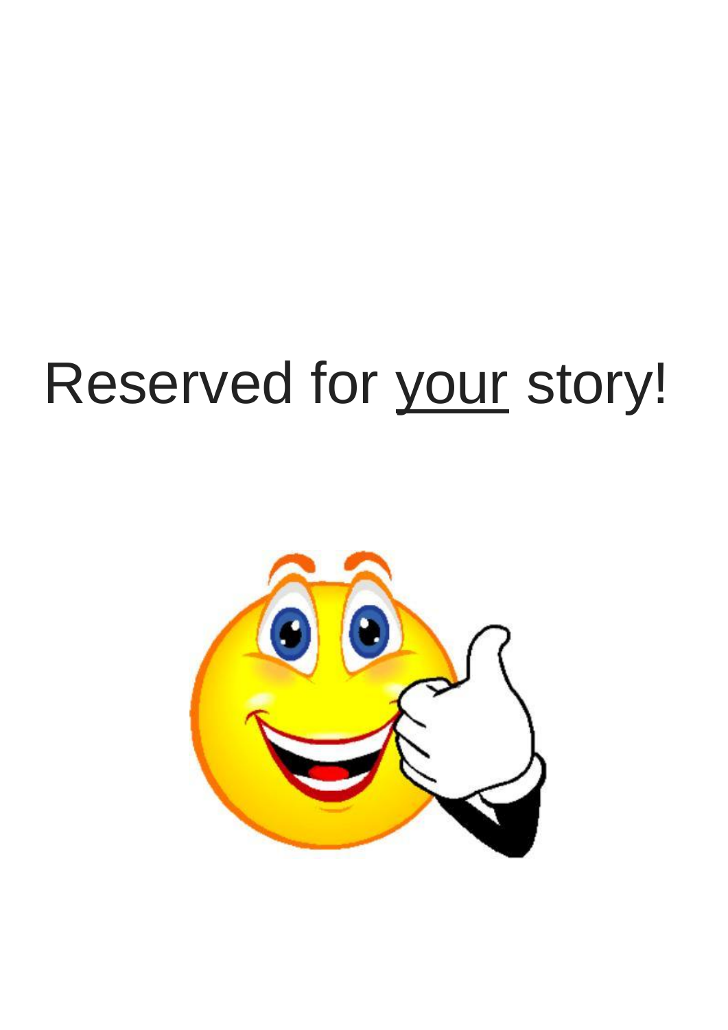Reserved for <u>your</u> story!